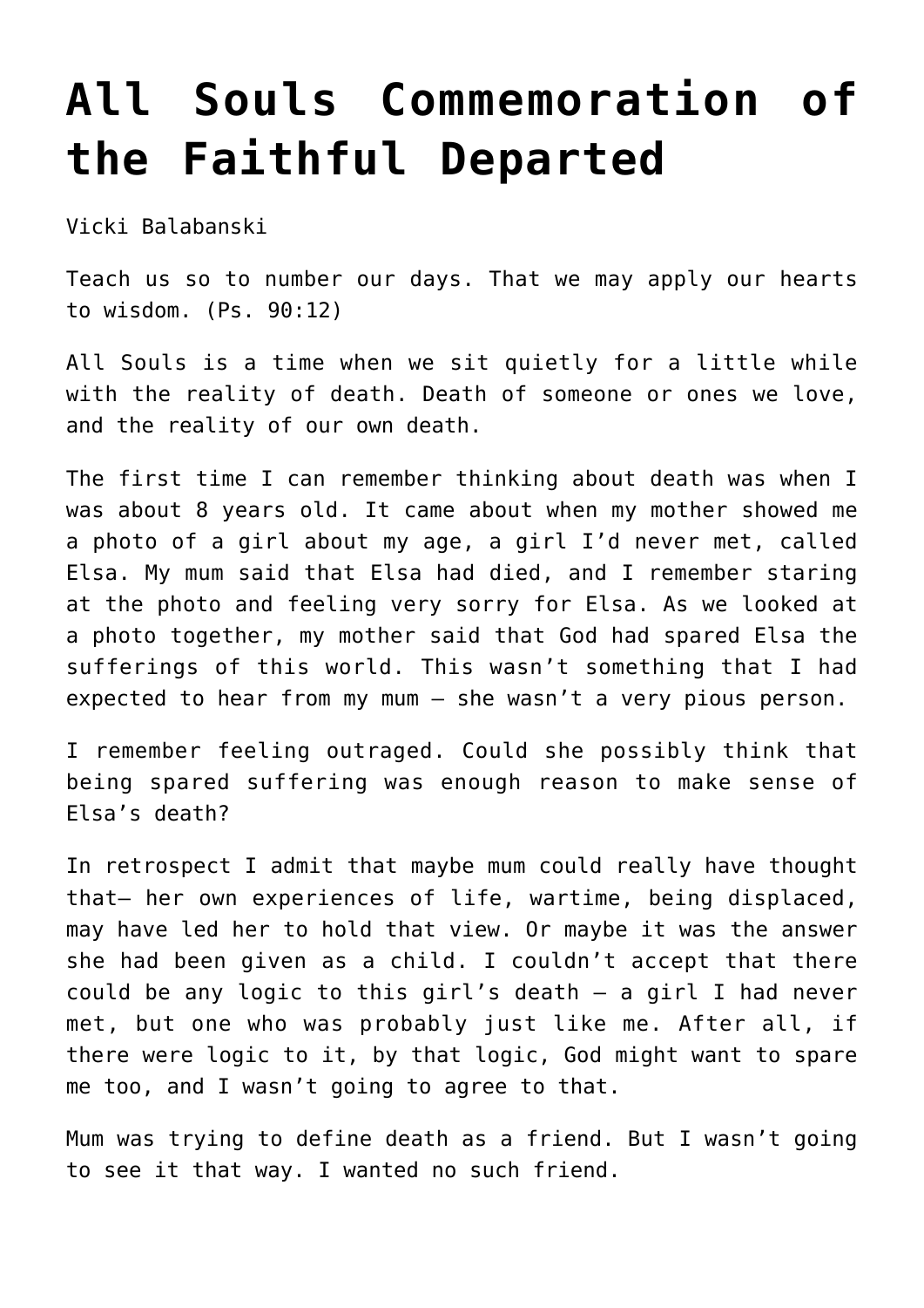# All Souls Commemoration of the Faithful Departed

Vicki Balabanski

Teach us so to number our days. That we may apply our hearts to wisdom. (Ps. 90:12)

All Souls is a time when we sit quietly for a little while with the reality of death. Death of someone or ones we love, and the reality of our own death.

The first time I can remember thinking about death was when I was about 8 years old. It came about when my mother showed me a photo of a girl about my age, a girl I'd never met, called Elsa. My mum said that Elsa had died, and I remember staring at the photo and feeling very sorry for Elsa. As we looked at a photo together, my mother said that God had spared Elsa the sufferings of this world. This wasn't something that I had expected to hear from my mum – she wasn't a very pious person.

I remember feeling outraged. Could she possibly think that being spared suffering was enough reason to make sense of Elsa's death?

In retrospect I admit that maybe mum could really have thought that– her own experiences of life, wartime, being displaced, may have led her to hold that view. Or maybe it was the answer she had been given as a child. I couldn't accept that there could be any logic to this girl's death – a girl I had never met, but one who was probably just like me. After all, if there were logic to it, by that logic, God might want to spare me too, and I wasn't going to agree to that.

Mum was trying to define death as a friend. But I wasn't going to see it that way. I wanted no such friend.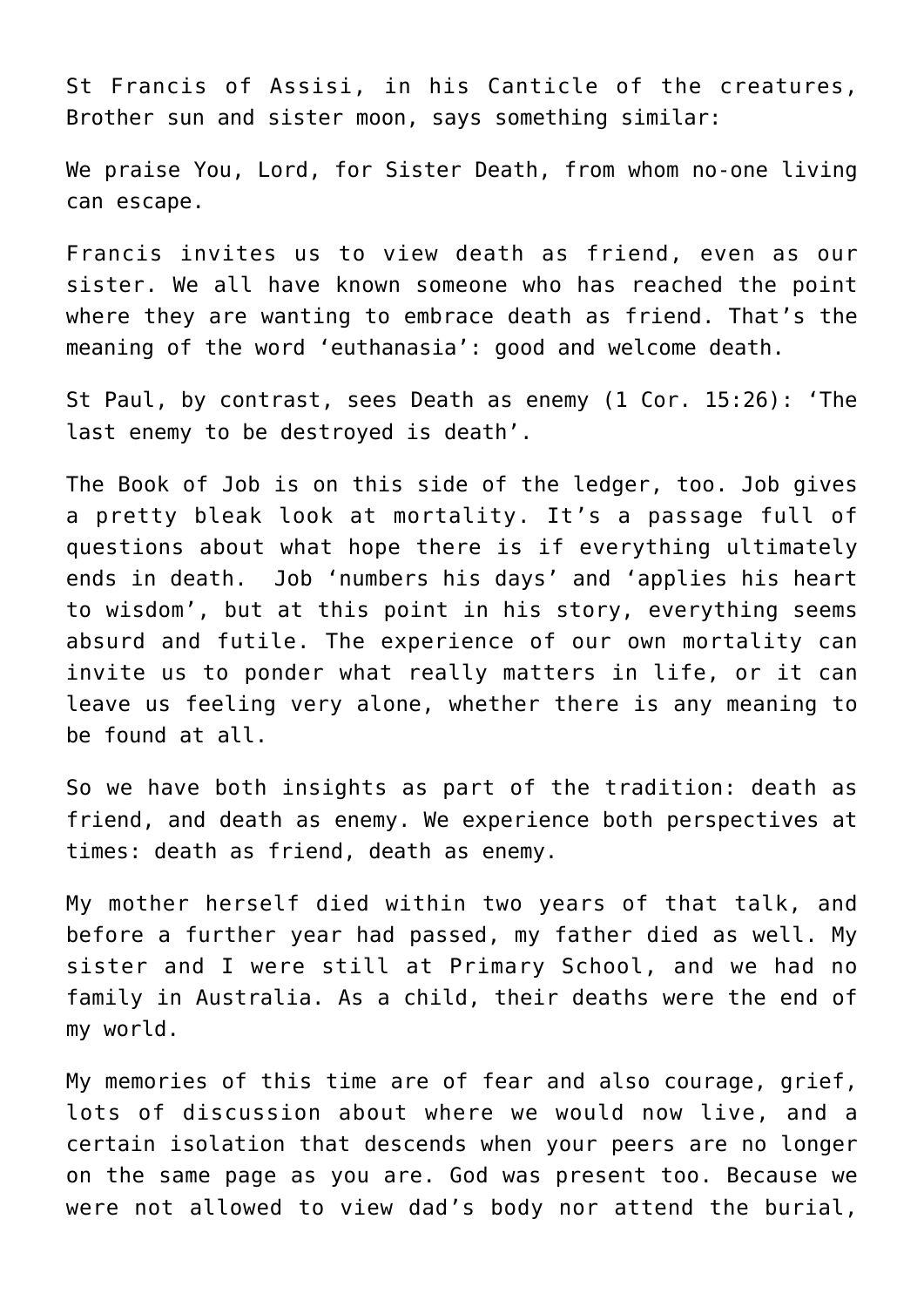St Francis of Assisi, in his Canticle of the creatures, Brother sun and sister moon, says something similar:

We praise You, Lord, for Sister Death, from whom no-one living can escape.

Francis invites us to view death as friend, even as our sister. We all have known someone who has reached the point where they are wanting to embrace death as friend. That's the meaning of the word 'euthanasia': good and welcome death.

St Paul, by contrast, sees Death as enemy (1 Cor. 15:26): 'The last enemy to be destroyed is death'.

The Book of Job is on this side of the ledger, too. Job gives a pretty bleak look at mortality. It's a passage full of questions about what hope there is if everything ultimately ends in death. Job 'numbers his days' and 'applies his heart to wisdom', but at this point in his story, everything seems absurd and futile. The experience of our own mortality can invite us to ponder what really matters in life, or it can leave us feeling very alone, whether there is any meaning to be found at all.

So we have both insights as part of the tradition: death as friend, and death as enemy. We experience both perspectives at times: death as friend, death as enemy.

My mother herself died within two years of that talk, and before a further year had passed, my father died as well. My sister and I were still at Primary School, and we had no family in Australia. As a child, their deaths were the end of my world.

My memories of this time are of fear and also courage, grief, lots of discussion about where we would now live, and a certain isolation that descends when your peers are no longer on the same page as you are. God was present too. Because we were not allowed to view dad's body nor attend the burial,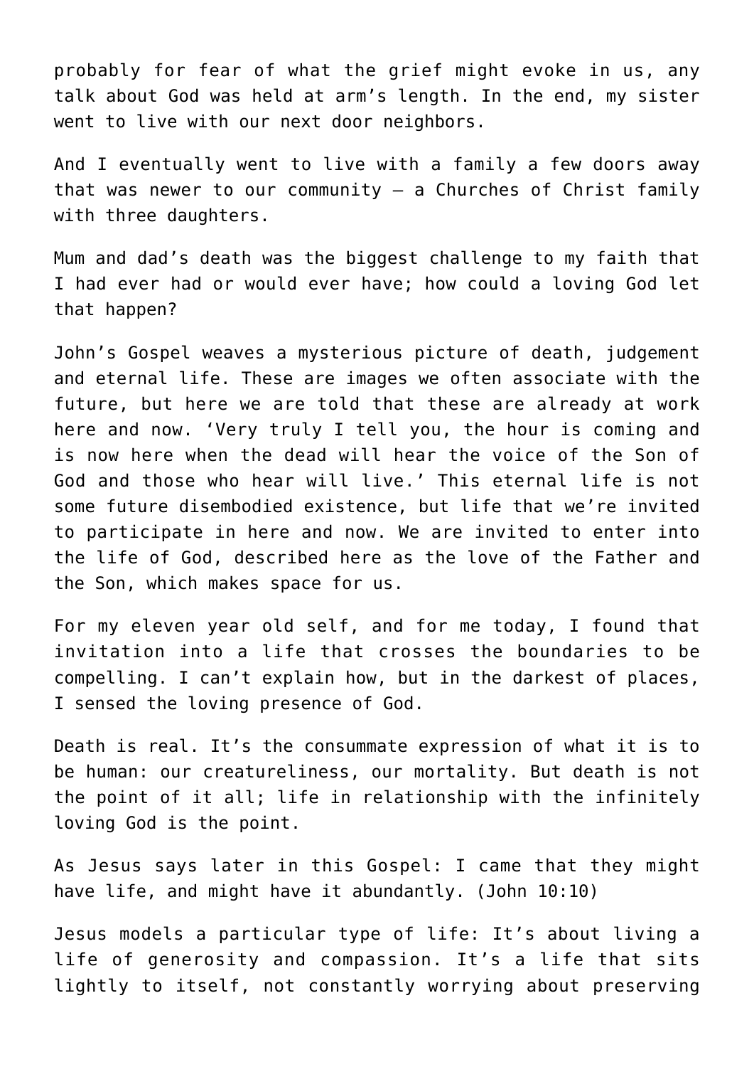probably for fear of what the grief might evoke in us, any talk about God was held at arm's length. In the end, my sister went to live with our next door neighbors.

And I eventually went to live with a family a few doors away that was newer to our community – a Churches of Christ family with three daughters.

Mum and dad's death was the biggest challenge to my faith that I had ever had or would ever have; how could a loving God let that happen?

John's Gospel weaves a mysterious picture of death, judgement and eternal life. These are images we often associate with the future, but here we are told that these are already at work here and now. 'Very truly I tell you, the hour is coming and is now here when the dead will hear the voice of the Son of God and those who hear will live.' This eternal life is not some future disembodied existence, but life that we're invited to participate in here and now. We are invited to enter into the life of God, described here as the love of the Father and the Son, which makes space for us.

For my eleven year old self, and for me today, I found that invitation into a life that crosses the boundaries to be compelling. I can't explain how, but in the darkest of places, I sensed the loving presence of God.

Death is real. It's the consummate expression of what it is to be human: our creatureliness, our mortality. But death is not the point of it all; life in relationship with the infinitely loving God is the point.

As Jesus says later in this Gospel: I came that they might have life, and might have it abundantly. (John 10:10)

Jesus models a particular type of life: It's about living a life of generosity and compassion. It's a life that sits lightly to itself, not constantly worrying about preserving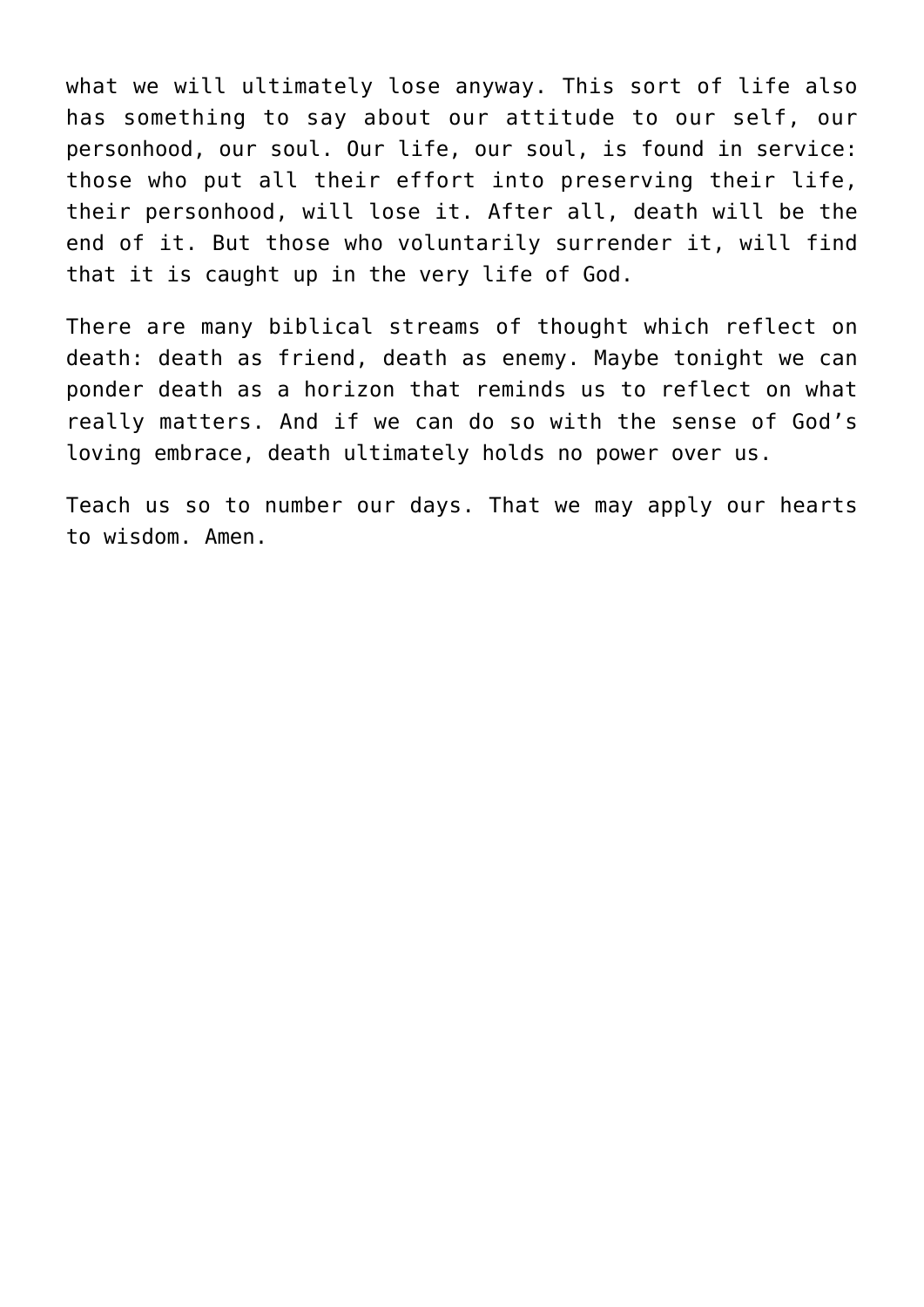what we will ultimately lose anyway. This sort of life also has something to say about our attitude to our self, our personhood, our soul. Our life, our soul, is found in service: those who put all their effort into preserving their life, their personhood, will lose it. After all, death will be the end of it. But those who voluntarily surrender it, will find that it is caught up in the very life of God.

There are many biblical streams of thought which reflect on death: death as friend, death as enemy. Maybe tonight we can ponder death as a horizon that reminds us to reflect on what really matters. And if we can do so with the sense of God's loving embrace, death ultimately holds no power over us.

Teach us so to number our days. That we may apply our hearts to wisdom. Amen.